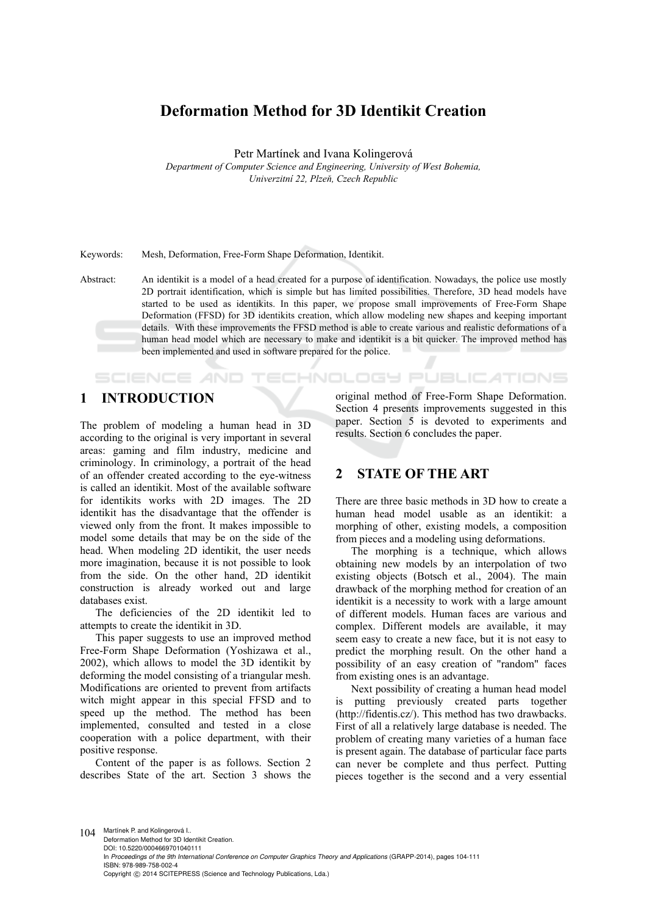# Deformation Method for 3D Identikit Creation

Petr Martínek and Ivana Kolingerová

*Department of Computer Science and Engineering, University of West Bohemia, Univerzitní 22, Plzeň, Czech Republic*

Keywords: Mesh, Deformation, Free-Form Shape Deformation, Identikit.

Abstract: An identikit is a model of a head created for a purpose of identification. Nowadays, the police use mostly 2D portrait identification, which is simple but has limited possibilities. Therefore, 3D head models have started to be used as identikits. In this paper, we propose small improvements of Free-Form Shape Deformation (FFSD) for 3D identikits creation, which allow modeling new shapes and keeping important details. With these improvements the FFSD method is able to create various and realistic deformations of a human head model which are necessary to make and identikit is a bit quicker. The improved method has been implemented and used in software prepared for the police.

## 1 INTRODUCTION

The problem of modeling a human head in 3D according to the original is very important in several areas: gaming and film industry, medicine and criminology. In criminology, a portrait of the head of an offender created according to the eye-witness is called an identikit. Most of the available software for identikits works with 2D images. The 2D identikit has the disadvantage that the offender is viewed only from the front. It makes impossible to model some details that may be on the side of the head. When modeling 2D identikit, the user needs more imagination, because it is not possible to look from the side. On the other hand, 2D identikit construction is already worked out and large databases exist.

The deficiencies of the 2D identikit led to attempts to create the identikit in 3D.

This paper suggests to use an improved method Free-Form Shape Deformation (Yoshizawa et al., 2002), which allows to model the 3D identikit by deforming the model consisting of a triangular mesh. Modifications are oriented to prevent from artifacts witch might appear in this special FFSD and to speed up the method. The method has been implemented, consulted and tested in a close cooperation with a police department, with their positive response.

Content of the paper is as follows. Section 2 describes State of the art. Section 3 shows the original method of Free-Form Shape Deformation. Section 4 presents improvements suggested in this paper. Section 5 is devoted to experiments and results. Section 6 concludes the paper.

## 2 STATE OF THE ART

There are three basic methods in 3D how to create a human head model usable as an identikit: a morphing of other, existing models, a composition from pieces and a modeling using deformations.

The morphing is a technique, which allows obtaining new models by an interpolation of two existing objects (Botsch et al., 2004). The main drawback of the morphing method for creation of an identikit is a necessity to work with a large amount of different models. Human faces are various and complex. Different models are available, it may seem easy to create a new face, but it is not easy to predict the morphing result. On the other hand a possibility of an easy creation of "random" faces from existing ones is an advantage.

Next possibility of creating a human head model is putting previously created parts together (http://fidentis.cz/). This method has two drawbacks. First of all a relatively large database is needed. The problem of creating many varieties of a human face is present again. The database of particular face parts can never be complete and thus perfect. Putting pieces together is the second and a very essential

Martínek P. and Kolingerová I..
Deformation Method for 3D Identikit Creation.
DOI: 10.5220/0004669701040111
In *Proceedings of the 9th International Conference on Computer Graphics Theory and Applications* (GRAPP-2014), pages 104-111
ISBN: 978-989-758-002-4
Copyright © 2014 SCITEPRESS (Science and Technology Publications, Lda.)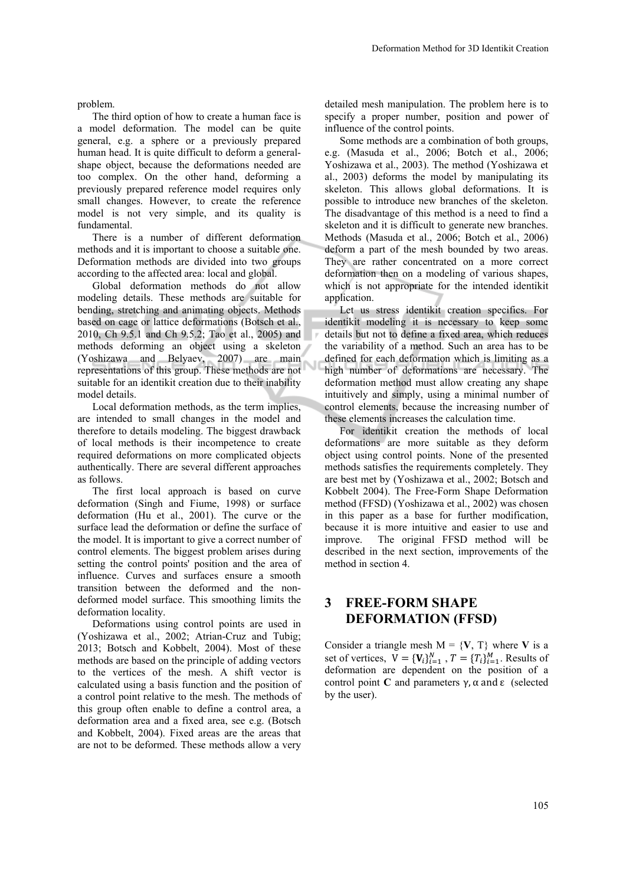problem.

The third option of how to create a human face is a model deformation. The model can be quite general, e.g. a sphere or a previously prepared human head. It is quite difficult to deform a general-shape object, because the deformations needed are too complex. On the other hand, deforming a previously prepared reference model requires only small changes. However, to create the reference model is not very simple, and its quality is fundamental.

There is a number of different deformation methods and it is important to choose a suitable one. Deformation methods are divided into two groups according to the affected area: local and global.

Global deformation methods do not allow modeling details. These methods are suitable for bending, stretching and animating objects. Methods based on cage or lattice deformations (Botsch et al., 2010, Ch 9.5.1 and Ch 9.5.2; Tao et al., 2005) and methods deforming an object using a skeleton (Yoshizawa and Belyaev, 2007) are main representations of this group. These methods are not suitable for an identikit creation due to their inability model details.

Local deformation methods, as the term implies, are intended to small changes in the model and therefore to details modeling. The biggest drawback of local methods is their incompetence to create required deformations on more complicated objects authentically. There are several different approaches as follows.

The first local approach is based on curve deformation (Singh and Fiume, 1998) or surface deformation (Hu et al., 2001). The curve or the surface lead the deformation or define the surface of the model. It is important to give a correct number of control elements. The biggest problem arises during setting the control points' position and the area of influence. Curves and surfaces ensure a smooth transition between the deformed and the non-deformed model surface. This smoothing limits the deformation locality.

Deformations using control points are used in (Yoshizawa et al., 2002; Atrian-Cruz and Tubig; 2013; Botsch and Kobbelt, 2004). Most of these methods are based on the principle of adding vectors to the vertices of the mesh. A shift vector is calculated using a basis function and the position of a control point relative to the mesh. The methods of this group often enable to define a control area, a deformation area and a fixed area, see e.g. (Botsch and Kobbelt, 2004). Fixed areas are the areas that are not to be deformed. These methods allow a very detailed mesh manipulation. The problem here is to specify a proper number, position and power of influence of the control points.

Some methods are a combination of both groups, e.g. (Masuda et al., 2006; Botch et al., 2006; Yoshizawa et al., 2003). The method (Yoshizawa et al., 2003) deforms the model by manipulating its skeleton. This allows global deformations. It is possible to introduce new branches of the skeleton. The disadvantage of this method is a need to find a skeleton and it is difficult to generate new branches. Methods (Masuda et al., 2006; Botch et al., 2006) deform a part of the mesh bounded by two areas. They are rather concentrated on a more correct deformation then on a modeling of various shapes, which is not appropriate for the intended identikit application.

Let us stress identikit creation specifics. For identikit modeling it is necessary to keep some details but not to define a fixed area, which reduces the variability of a method. Such an area has to be defined for each deformation which is limiting as a high number of deformations are necessary. The deformation method must allow creating any shape intuitively and simply, using a minimal number of control elements, because the increasing number of these elements increases the calculation time.

For identikit creation the methods of local deformations are more suitable as they deform object using control points. None of the presented methods satisfies the requirements completely. They are best met by (Yoshizawa et al., 2002; Botsch and Kobbelt 2004). The Free-Form Shape Deformation method (FFSD) (Yoshizawa et al., 2002) was chosen in this paper as a base for further modification, because it is more intuitive and easier to use and improve. The original FFSD method will be described in the next section, improvements of the method in section 4.

## 3 FREE-FORM SHAPE DEFORMATION (FFSD)

Consider a triangle mesh M = {**V**, T} where **V** is a set of vertices, $V = \{\mathbf{V}_i\}_{i=1}^{N}$, $T = \{T_i\}_{i=1}^{M}$. Results of deformation are dependent on the position of a control point **C** and parameters $\gamma, \alpha$ and $\varepsilon$ (selected by the user).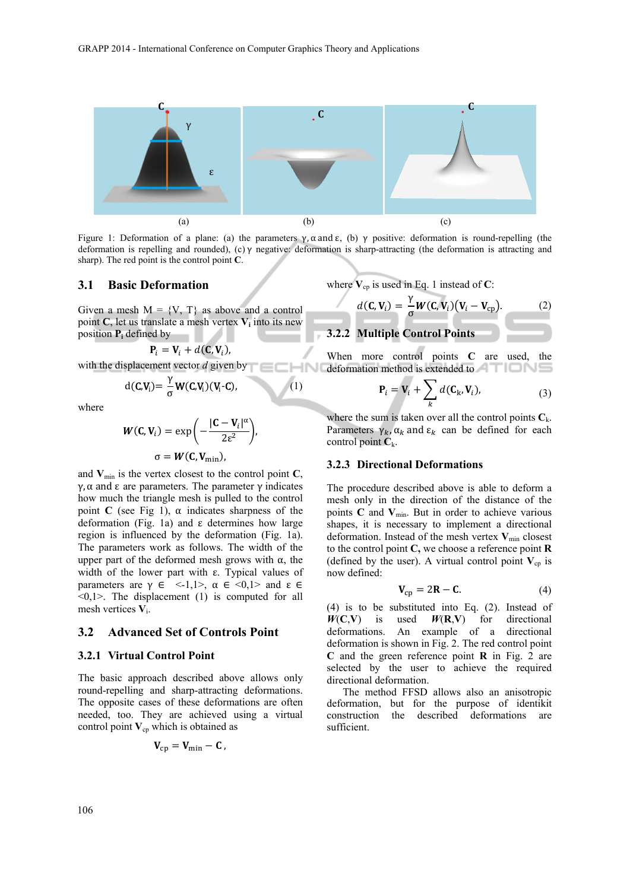Figure 1: Deformation of a plane: (a) the parameters γ, α and ε, (b) γ positive: deformation is round-repelling (the deformation is repelling and rounded), (c) γ negative: deformation is sharp-attracting (the deformation is attracting and sharp). The red point is the control point **C**.

## 3.1 Basic Deformation

Given a mesh M = {V, T} as above and a control point **C**, let us translate a mesh vertex $\mathbf{V}_i$ into its new position $\mathbf{P}_i$ defined by

$$\mathbf{P}_i = \mathbf{V}_i + d(\mathbf{C}, \mathbf{V}_i),$$

with the displacement vector *d* given by

$$d(\mathbf{C},\mathbf{V}_i) = \frac{\gamma}{\sigma}\mathbf{W}(\mathbf{C},\mathbf{V}_i)(\mathbf{V}_i - \mathbf{C}), \tag{1}$$

where

$$\boldsymbol{W}(\mathbf{C}, \mathbf{V}_i) = \exp\left(-\frac{|\mathbf{C} - \mathbf{V}_i|^{\alpha}}{2\varepsilon^2}\right),$$

$$\sigma = \boldsymbol{W}(\mathbf{C}, \mathbf{V}_{\min}),$$

and $\mathbf{V}_{min}$ is the vertex closest to the control point **C**, γ, α and ε are parameters. The parameter γ indicates how much the triangle mesh is pulled to the control point **C** (see Fig 1), α indicates sharpness of the deformation (Fig. 1a) and ε determines how large region is influenced by the deformation (Fig. 1a). The parameters work as follows. The width of the upper part of the deformed mesh grows with α, the width of the lower part with ε. Typical values of parameters are γ ∈ <-1,1>, α ∈ <0,1> and ε ∈ <0,1>. The displacement (1) is computed for all mesh vertices $\mathbf{V}_i$.

## 3.2 Advanced Set of Controls Point

### 3.2.1 Virtual Control Point

The basic approach described above allows only round-repelling and sharp-attracting deformations. The opposite cases of these deformations are often needed, too. They are achieved using a virtual control point $\mathbf{V}_{cp}$ which is obtained as

$$\mathbf{V}_{\mathrm{cp}} = \mathbf{V}_{\min} - \mathbf{C}\,,$$

where $\mathbf{V}_{cp}$ is used in Eq. 1 instead of **C**:

$$d(\mathbf{C}, \mathbf{V}_i) = \frac{\gamma}{\sigma}\boldsymbol{W}(\mathbf{C}, \mathbf{V}_i)\left(\mathbf{V}_i - \mathbf{V}_{\mathrm{cp}}\right). \tag{2}$$

### 3.2.2 Multiple Control Points

When more control points **C** are used, the deformation method is extended to

$$\mathbf{P}_i = \mathbf{V}_i + \sum_k d(\mathbf{C}_k, \mathbf{V}_i), \tag{3}$$

where the sum is taken over all the control points $\mathbf{C}_k$. Parameters $\gamma_k, \alpha_k$ and $\varepsilon_k$ can be defined for each control point $\mathbf{C}_k$.

### 3.2.3 Directional Deformations

The procedure described above is able to deform a mesh only in the direction of the distance of the points **C** and $\mathbf{V}_{min}$. But in order to achieve various shapes, it is necessary to implement a directional deformation. Instead of the mesh vertex $\mathbf{V}_{min}$ closest to the control point **C**, we choose a reference point **R** (defined by the user). A virtual control point $\mathbf{V}_{cp}$ is now defined:

$$\mathbf{V}_{\mathrm{cp}} = 2\mathbf{R} - \mathbf{C}. \tag{4}$$

(4) is to be substituted into Eq. (2). Instead of *W*(**C**,**V**) is used *W*(**R**,**V**) for directional deformations. An example of a directional deformation is shown in Fig. 2. The red control point **C** and the green reference point **R** in Fig. 2 are selected by the user to achieve the required directional deformation.

The method FFSD allows also an anisotropic deformation, but for the purpose of identikit construction the described deformations are sufficient.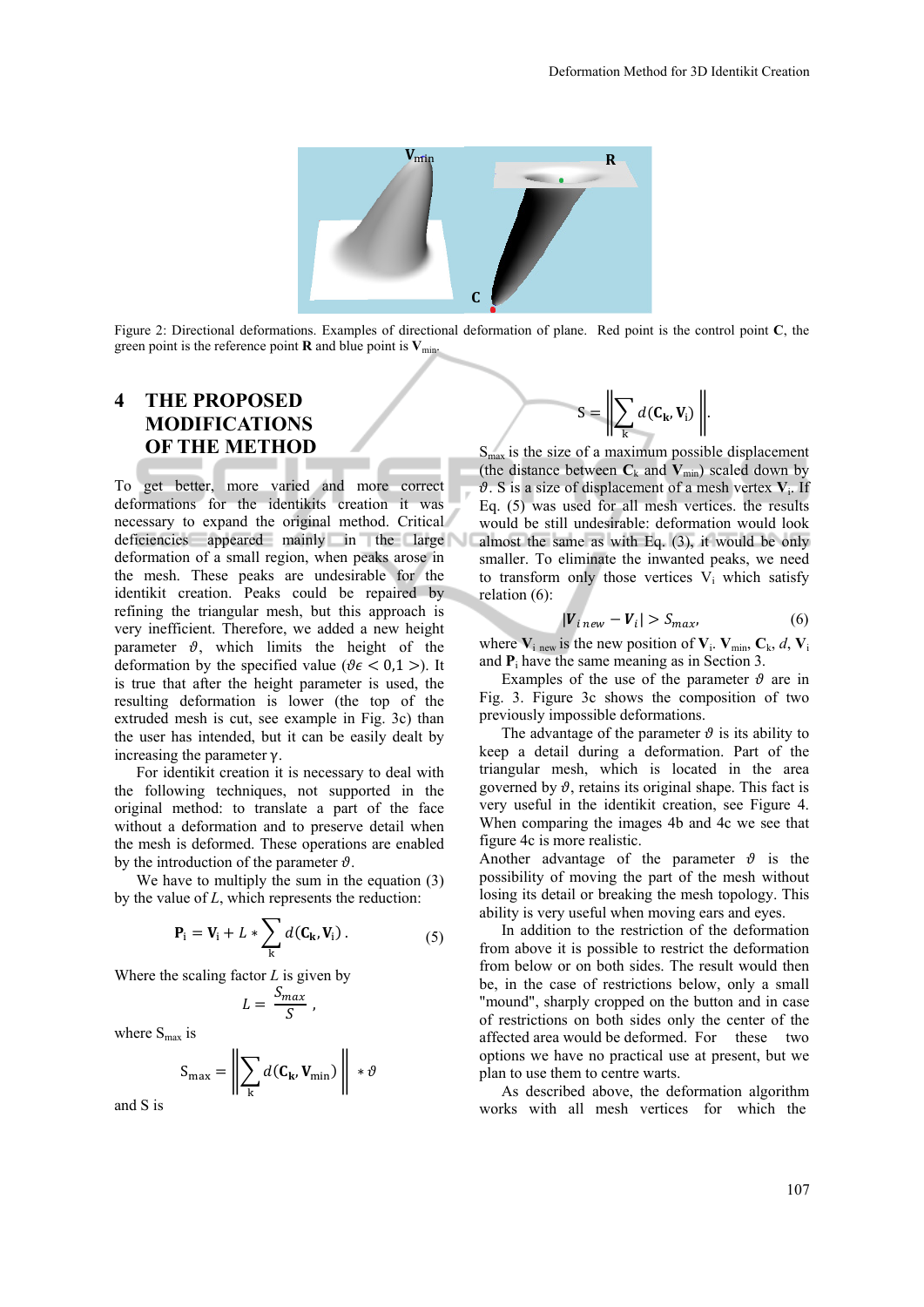Figure 2: Directional deformations. Examples of directional deformation of plane. Red point is the control point **C**, the green point is the reference point **R** and blue point is $\mathbf{V}_{min}$.

## 4 THE PROPOSED MODIFICATIONS OF THE METHOD

To get better, more varied and more correct deformations for the identikits creation it was necessary to expand the original method. Critical deficiencies appeared mainly in the large deformation of a small region, when peaks arose in the mesh. These peaks are undesirable for the identikit creation. Peaks could be repaired by refining the triangular mesh, but this approach is very inefficient. Therefore, we added a new height parameter $\vartheta$, which limits the height of the deformation by the specified value ($\vartheta \epsilon < 0,1 >$). It is true that after the height parameter is used, the resulting deformation is lower (the top of the extruded mesh is cut, see example in Fig. 3c) than the user has intended, but it can be easily dealt by increasing the parameter $\gamma$.

For identikit creation it is necessary to deal with the following techniques, not supported in the original method: to translate a part of the face without a deformation and to preserve detail when the mesh is deformed. These operations are enabled by the introduction of the parameter $\vartheta$.

We have to multiply the sum in the equation (3) by the value of $L$, which represents the reduction:

$$\mathbf{P}_\mathrm{i} = \mathbf{V}_\mathrm{i} + L * \sum_{\mathrm{k}} d(\mathbf{C}_\mathbf{k}, \mathbf{V}_\mathrm{i}) \,. \tag{5}$$

Where the scaling factor $L$ is given by

$$L = \frac{S_{max}}{S} \,,$$

where $\mathrm{S}_{\max}$ is

$$\mathrm{S}_{\max} = \left\| \sum_{\mathrm{k}} d(\mathbf{C}_\mathbf{k}, \mathbf{V}_{\min}) \right\| * \vartheta$$

and S is

$$\mathrm{S} = \left\| \sum_{\mathrm{k}} d(\mathbf{C}_\mathbf{k}, \mathbf{V}_\mathrm{i}) \right\| .$$

$\mathrm{S}_{\max}$ is the size of a maximum possible displacement (the distance between $\mathbf{C}_\mathrm{k}$ and $\mathbf{V}_{\min}$) scaled down by $\vartheta$. S is a size of displacement of a mesh vertex $\mathbf{V}_\mathrm{i}$. If Eq. (5) was used for all mesh vertices. the results would be still undesirable: deformation would look almost the same as with Eq. (3), it would be only smaller. To eliminate the inwanted peaks, we need to transform only those vertices $\mathrm{V}_\mathrm{i}$ which satisfy relation (6):

$$|\boldsymbol{V}_{i\,new} - \boldsymbol{V}_i| > S_{max}, \tag{6}$$

where $\mathbf{V}_{\mathrm{i\ new}}$ is the new position of $\mathbf{V}_\mathrm{i}$. $\mathbf{V}_{\min}$, $\mathbf{C}_\mathrm{k}$, $d$, $\mathbf{V}_\mathrm{i}$ and $\mathbf{P}_\mathrm{i}$ have the same meaning as in Section 3.

Examples of the use of the parameter $\vartheta$ are in Fig. 3. Figure 3c shows the composition of two previously impossible deformations.

The advantage of the parameter $\vartheta$ is its ability to keep a detail during a deformation. Part of the triangular mesh, which is located in the area governed by $\vartheta$, retains its original shape. This fact is very useful in the identikit creation, see Figure 4. When comparing the images 4b and 4c we see that figure 4c is more realistic.

Another advantage of the parameter $\vartheta$ is the possibility of moving the part of the mesh without losing its detail or breaking the mesh topology. This ability is very useful when moving ears and eyes.

In addition to the restriction of the deformation from above it is possible to restrict the deformation from below or on both sides. The result would then be, in the case of restrictions below, only a small "mound", sharply cropped on the button and in case of restrictions on both sides only the center of the affected area would be deformed. For these two options we have no practical use at present, but we plan to use them to centre warts.

As described above, the deformation algorithm works with all mesh vertices for which the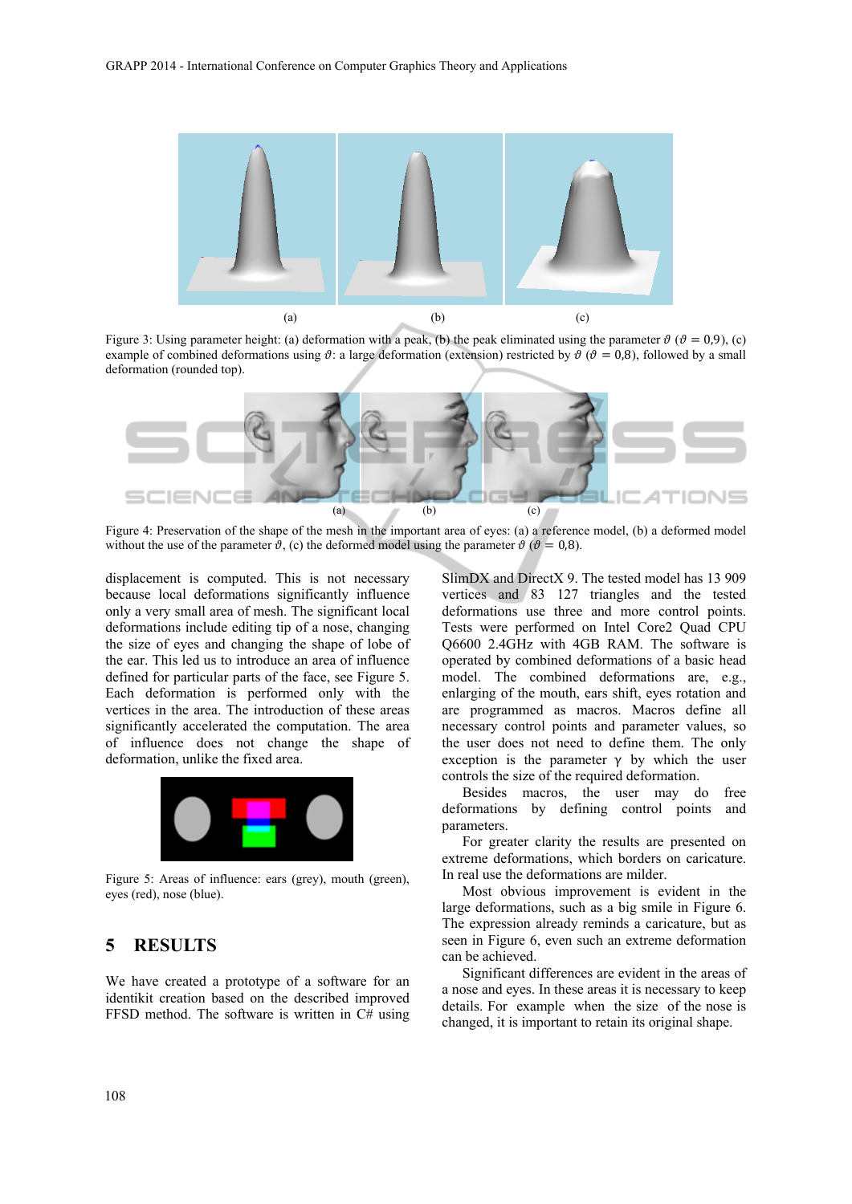(a) (b) (c)

Figure 3: Using parameter height: (a) deformation with a peak, (b) the peak eliminated using the parameter $\vartheta$ ($\vartheta = 0{,}9$), (c) example of combined deformations using $\vartheta$: a large deformation (extension) restricted by $\vartheta$ ($\vartheta = 0{,}8$), followed by a small deformation (rounded top).

(a) (b) (c)

Figure 4: Preservation of the shape of the mesh in the important area of eyes: (a) a reference model, (b) a deformed model without the use of the parameter $\vartheta$, (c) the deformed model using the parameter $\vartheta$ ($\vartheta = 0{,}8$).

displacement is computed. This is not necessary because local deformations significantly influence only a very small area of mesh. The significant local deformations include editing tip of a nose, changing the size of eyes and changing the shape of lobe of the ear. This led us to introduce an area of influence defined for particular parts of the face, see Figure 5. Each deformation is performed only with the vertices in the area. The introduction of these areas significantly accelerated the computation. The area of influence does not change the shape of deformation, unlike the fixed area.

Figure 5: Areas of influence: ears (grey), mouth (green), eyes (red), nose (blue).

## 5 RESULTS

We have created a prototype of a software for an identikit creation based on the described improved FFSD method. The software is written in C# using SlimDX and DirectX 9. The tested model has 13 909 vertices and 83 127 triangles and the tested deformations use three and more control points. Tests were performed on Intel Core2 Quad CPU Q6600 2.4GHz with 4GB RAM. The software is operated by combined deformations of a basic head model. The combined deformations are, e.g., enlarging of the mouth, ears shift, eyes rotation and are programmed as macros. Macros define all necessary control points and parameter values, so the user does not need to define them. The only exception is the parameter $\gamma$ by which the user controls the size of the required deformation.

Besides macros, the user may do free deformations by defining control points and parameters.

For greater clarity the results are presented on extreme deformations, which borders on caricature. In real use the deformations are milder.

Most obvious improvement is evident in the large deformations, such as a big smile in Figure 6. The expression already reminds a caricature, but as seen in Figure 6, even such an extreme deformation can be achieved.

Significant differences are evident in the areas of a nose and eyes. In these areas it is necessary to keep details. For example when the size of the nose is changed, it is important to retain its original shape.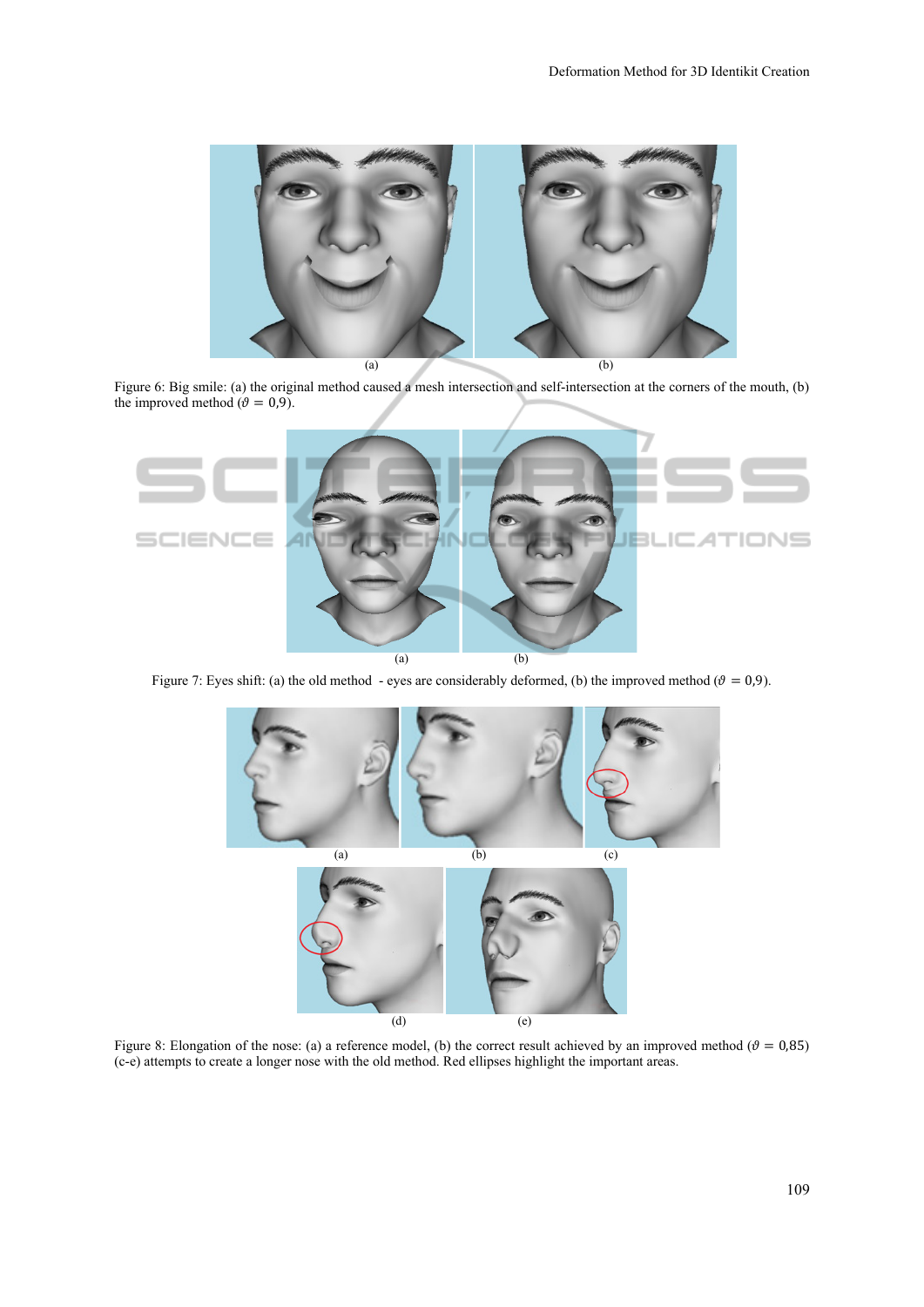Figure 6: Big smile: (a) the original method caused a mesh intersection and self-intersection at the corners of the mouth, (b) the improved method ($\vartheta = 0{,}9$).

Figure 7: Eyes shift: (a) the old method - eyes are considerably deformed, (b) the improved method ($\vartheta = 0{,}9$).

Figure 8: Elongation of the nose: (a) a reference model, (b) the correct result achieved by an improved method ($\vartheta = 0{,}85$) (c-e) attempts to create a longer nose with the old method. Red ellipses highlight the important areas.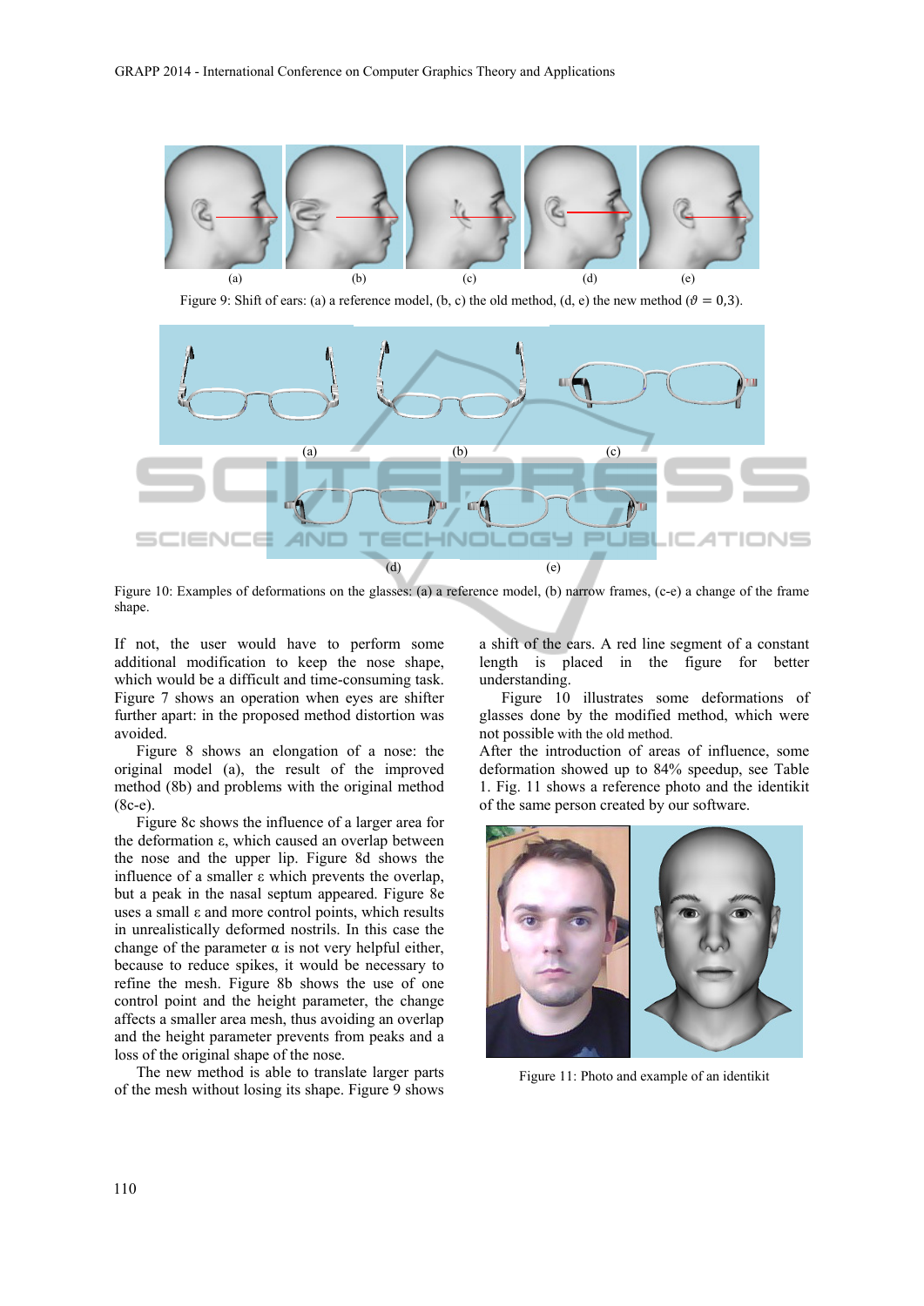Figure 9: Shift of ears: (a) a reference model, (b, c) the old method, (d, e) the new method ($\vartheta = 0{,}3$).

Figure 10: Examples of deformations on the glasses: (a) a reference model, (b) narrow frames, (c-e) a change of the frame shape.

If not, the user would have to perform some additional modification to keep the nose shape, which would be a difficult and time-consuming task. Figure 7 shows an operation when eyes are shifter further apart: in the proposed method distortion was avoided.

Figure 8 shows an elongation of a nose: the original model (a), the result of the improved method (8b) and problems with the original method (8c-e).

Figure 8c shows the influence of a larger area for the deformation ε, which caused an overlap between the nose and the upper lip. Figure 8d shows the influence of a smaller ε which prevents the overlap, but a peak in the nasal septum appeared. Figure 8e uses a small ε and more control points, which results in unrealistically deformed nostrils. In this case the change of the parameter α is not very helpful either, because to reduce spikes, it would be necessary to refine the mesh. Figure 8b shows the use of one control point and the height parameter, the change affects a smaller area mesh, thus avoiding an overlap and the height parameter prevents from peaks and a loss of the original shape of the nose.

The new method is able to translate larger parts of the mesh without losing its shape. Figure 9 shows a shift of the ears. A red line segment of a constant length is placed in the figure for better understanding.

Figure 10 illustrates some deformations of glasses done by the modified method, which were not possible with the old method.

After the introduction of areas of influence, some deformation showed up to 84% speedup, see Table 1. Fig. 11 shows a reference photo and the identikit of the same person created by our software.

Figure 11: Photo and example of an identikit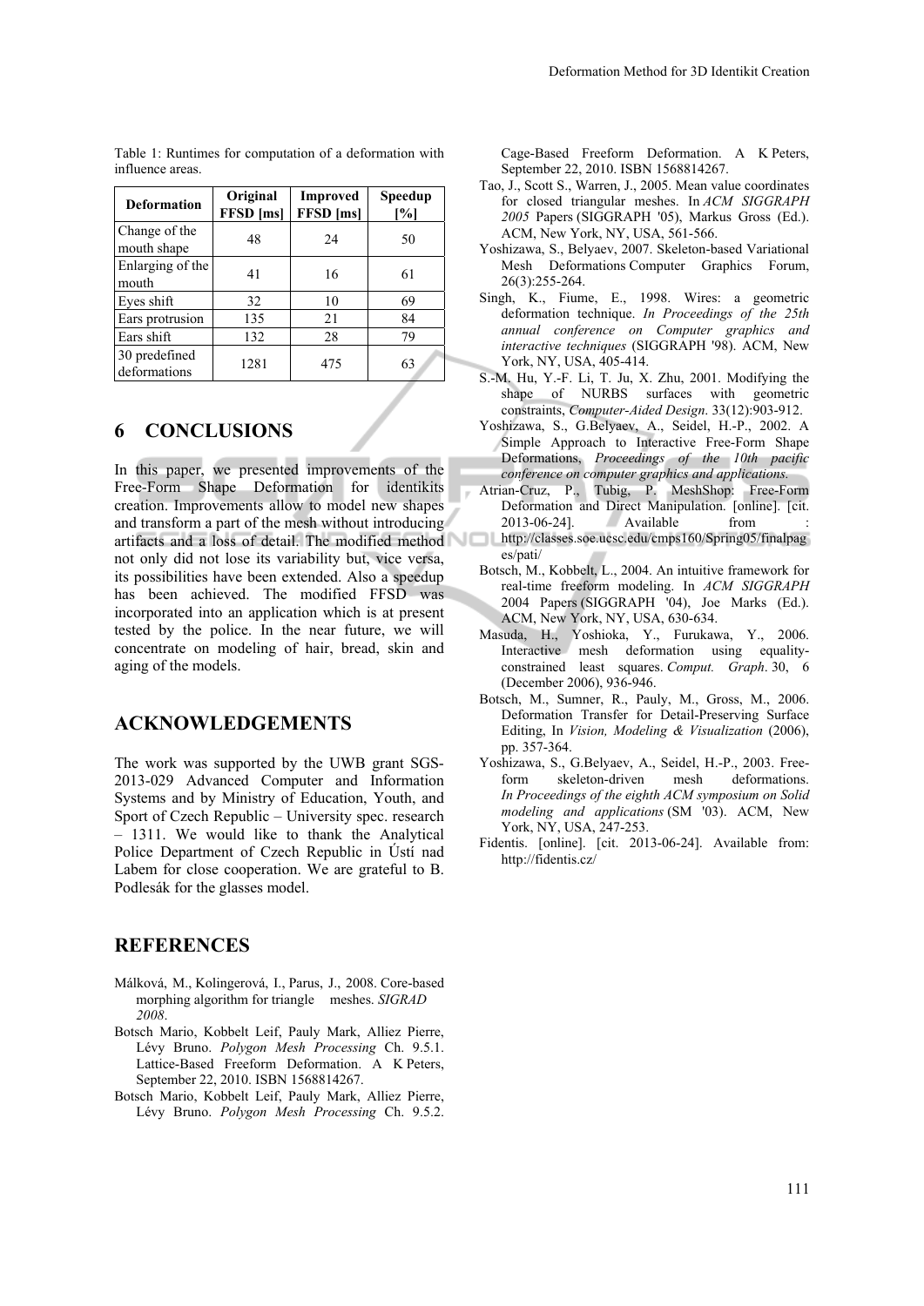Table 1: Runtimes for computation of a deformation with influence areas.

| Deformation | Original FFSD [ms] | Improved FFSD [ms] | Speedup [%] |
|---|---|---|---|
| Change of the mouth shape | 48 | 24 | 50 |
| Enlarging of the mouth | 41 | 16 | 61 |
| Eyes shift | 32 | 10 | 69 |
| Ears protrusion | 135 | 21 | 84 |
| Ears shift | 132 | 28 | 79 |
| 30 predefined deformations | 1281 | 475 | 63 |

## 6 CONCLUSIONS

In this paper, we presented improvements of the Free-Form Shape Deformation for identikits creation. Improvements allow to model new shapes and transform a part of the mesh without introducing artifacts and a loss of detail. The modified method not only did not lose its variability but, vice versa, its possibilities have been extended. Also a speedup has been achieved. The modified FFSD was incorporated into an application which is at present tested by the police. In the near future, we will concentrate on modeling of hair, bread, skin and aging of the models.

## ACKNOWLEDGEMENTS

The work was supported by the UWB grant SGS-2013-029 Advanced Computer and Information Systems and by Ministry of Education, Youth, and Sport of Czech Republic – University spec. research – 1311. We would like to thank the Analytical Police Department of Czech Republic in Ústí nad Labem for close cooperation. We are grateful to B. Podlesák for the glasses model.

## REFERENCES

Málková, M., Kolingerová, I., Parus, J., 2008. Core-based morphing algorithm for triangle meshes. *SIGRAD 2008*.

Botsch Mario, Kobbelt Leif, Pauly Mark, Alliez Pierre, Lévy Bruno. *Polygon Mesh Processing* Ch. 9.5.1. Lattice-Based Freeform Deformation. A K Peters, September 22, 2010. ISBN 1568814267.

Botsch Mario, Kobbelt Leif, Pauly Mark, Alliez Pierre, Lévy Bruno. *Polygon Mesh Processing* Ch. 9.5.2. Cage-Based Freeform Deformation. A K Peters, September 22, 2010. ISBN 1568814267.

Tao, J., Scott S., Warren, J., 2005. Mean value coordinates for closed triangular meshes. In *ACM SIGGRAPH 2005* Papers (SIGGRAPH '05), Markus Gross (Ed.). ACM, New York, NY, USA, 561-566.

Yoshizawa, S., Belyaev, 2007. Skeleton-based Variational Mesh Deformations Computer Graphics Forum, 26(3):255-264.

Singh, K., Fiume, E., 1998. Wires: a geometric deformation technique. *In Proceedings of the 25th annual conference on Computer graphics and interactive techniques* (SIGGRAPH '98). ACM, New York, NY, USA, 405-414.

S.-M. Hu, Y.-F. Li, T. Ju, X. Zhu, 2001. Modifying the shape of NURBS surfaces with geometric constraints, *Computer-Aided Design*. 33(12):903-912.

Yoshizawa, S., G.Belyaev, A., Seidel, H.-P., 2002. A Simple Approach to Interactive Free-Form Shape Deformations, *Proceedings of the 10th pacific conference on computer graphics and applications.*

Atrian-Cruz, P., Tubig, P. MeshShop: Free-Form Deformation and Direct Manipulation. [online]. [cit. 2013-06-24]. Available from : http://classes.soe.ucsc.edu/cmps160/Spring05/finalpages/pati/

Botsch, M., Kobbelt, L., 2004. An intuitive framework for real-time freeform modeling. In *ACM SIGGRAPH* 2004 Papers (SIGGRAPH '04), Joe Marks (Ed.). ACM, New York, NY, USA, 630-634.

Masuda, H., Yoshioka, Y., Furukawa, Y., 2006. Interactive mesh deformation using equality-constrained least squares. *Comput. Graph*. 30, 6 (December 2006), 936-946.

Botsch, M., Sumner, R., Pauly, M., Gross, M., 2006. Deformation Transfer for Detail-Preserving Surface Editing, In *Vision, Modeling & Visualization* (2006), pp. 357-364.

Yoshizawa, S., G.Belyaev, A., Seidel, H.-P., 2003. Free-form skeleton-driven mesh deformations. *In Proceedings of the eighth ACM symposium on Solid modeling and applications* (SM '03). ACM, New York, NY, USA, 247-253.

Fidentis. [online]. [cit. 2013-06-24]. Available from: http://fidentis.cz/